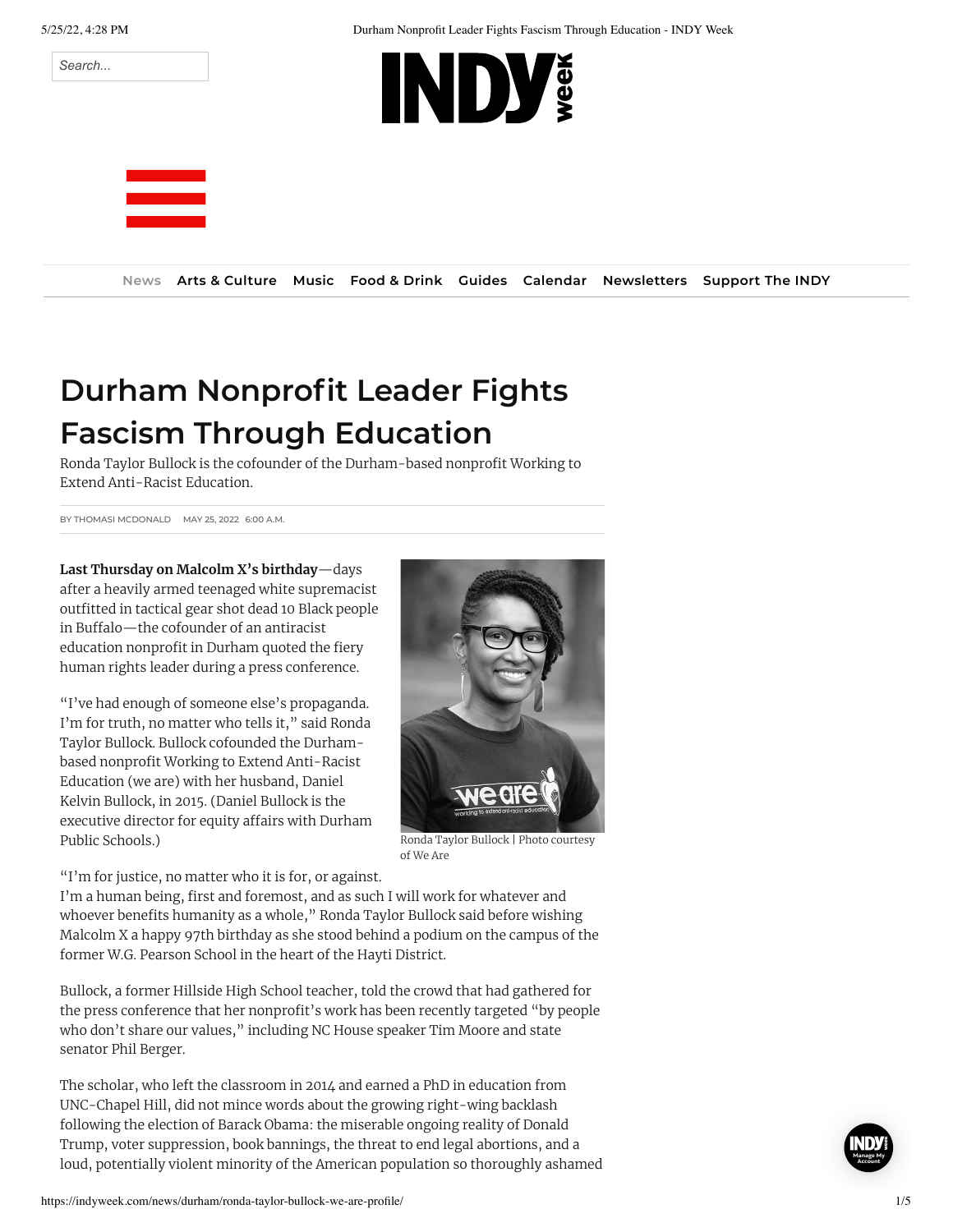# Durham Nonprofit Leader Fights Fascism Through Education

Ronda Taylor Bullock is the cofounder of the Durham-based nonprofit Working to Extend Anti-Racist Education.

BY THOMASI MCDONALD MAY 25, 2022 6:00 A.M.

**Last Thursday on Malcolm X's birthday**—days after a heavily armed teenaged white supremacist outfitted in tactical gear shot dead 10 Black people in Buffalo—the cofounder of an antiracist education nonprofit in Durham quoted the fiery human rights leader during a press conference.

"I've had enough of someone else's propaganda. I'm for truth, no matter who tells it," said Ronda Taylor Bullock. Bullock cofounded the Durham-based nonprofit Working to Extend Anti-Racist Education (we are) with her husband, Daniel Kelvin Bullock, in 2015. (Daniel Bullock is the executive director for equity affairs with Durham Public Schools.)

Ronda Taylor Bullock | Photo courtesy of We Are

"I'm for justice, no matter who it is for, or against. I'm a human being, first and foremost, and as such I will work for whatever and whoever benefits humanity as a whole," Ronda Taylor Bullock said before wishing Malcolm X a happy 97th birthday as she stood behind a podium on the campus of the former W.G. Pearson School in the heart of the Hayti District.

Bullock, a former Hillside High School teacher, told the crowd that had gathered for the press conference that her nonprofit's work has been recently targeted "by people who don't share our values," including NC House speaker Tim Moore and state senator Phil Berger.

The scholar, who left the classroom in 2014 and earned a PhD in education from UNC-Chapel Hill, did not mince words about the growing right-wing backlash following the election of Barack Obama: the miserable ongoing reality of Donald Trump, voter suppression, book bannings, the threat to end legal abortions, and a loud, potentially violent minority of the American population so thoroughly ashamed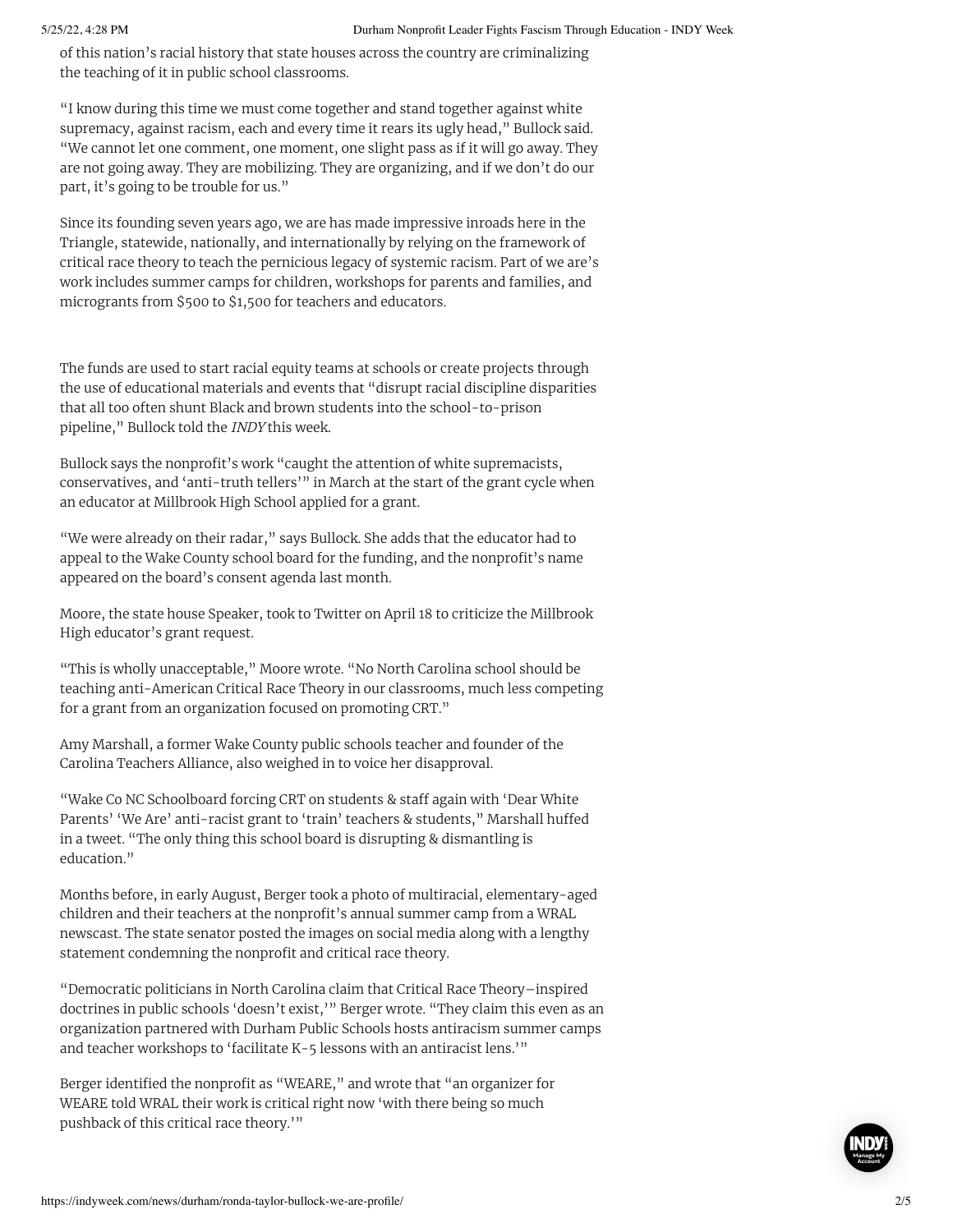of this nation's racial history that state houses across the country are criminalizing the teaching of it in public school classrooms.

"I know during this time we must come together and stand together against white supremacy, against racism, each and every time it rears its ugly head," Bullock said. "We cannot let one comment, one moment, one slight pass as if it will go away. They are not going away. They are mobilizing. They are organizing, and if we don't do our part, it's going to be trouble for us."

Since its founding seven years ago, we are has made impressive inroads here in the Triangle, statewide, nationally, and internationally by relying on the framework of critical race theory to teach the pernicious legacy of systemic racism. Part of we are's work includes summer camps for children, workshops for parents and families, and microgrants from $500 to $1,500 for teachers and educators.

The funds are used to start racial equity teams at schools or create projects through the use of educational materials and events that "disrupt racial discipline disparities that all too often shunt Black and brown students into the school-to-prison pipeline," Bullock told the *INDY* this week.

Bullock says the nonprofit's work "caught the attention of white supremacists, conservatives, and 'anti-truth tellers'" in March at the start of the grant cycle when an educator at Millbrook High School applied for a grant.

"We were already on their radar," says Bullock. She adds that the educator had to appeal to the Wake County school board for the funding, and the nonprofit's name appeared on the board's consent agenda last month.

Moore, the state house Speaker, took to Twitter on April 18 to criticize the Millbrook High educator's grant request.

"This is wholly unacceptable," Moore wrote. "No North Carolina school should be teaching anti-American Critical Race Theory in our classrooms, much less competing for a grant from an organization focused on promoting CRT."

Amy Marshall, a former Wake County public schools teacher and founder of the Carolina Teachers Alliance, also weighed in to voice her disapproval.

"Wake Co NC Schoolboard forcing CRT on students & staff again with 'Dear White Parents' 'We Are' anti-racist grant to 'train' teachers & students," Marshall huffed in a tweet. "The only thing this school board is disrupting & dismantling is education."

Months before, in early August, Berger took a photo of multiracial, elementary-aged children and their teachers at the nonprofit's annual summer camp from a WRAL newscast. The state senator posted the images on social media along with a lengthy statement condemning the nonprofit and critical race theory.

"Democratic politicians in North Carolina claim that Critical Race Theory–inspired doctrines in public schools 'doesn't exist,'" Berger wrote. "They claim this even as an organization partnered with Durham Public Schools hosts antiracism summer camps and teacher workshops to 'facilitate K-5 lessons with an antiracist lens.'"

Berger identified the nonprofit as "WEARE," and wrote that "an organizer for WEARE told WRAL their work is critical right now 'with there being so much pushback of this critical race theory.'"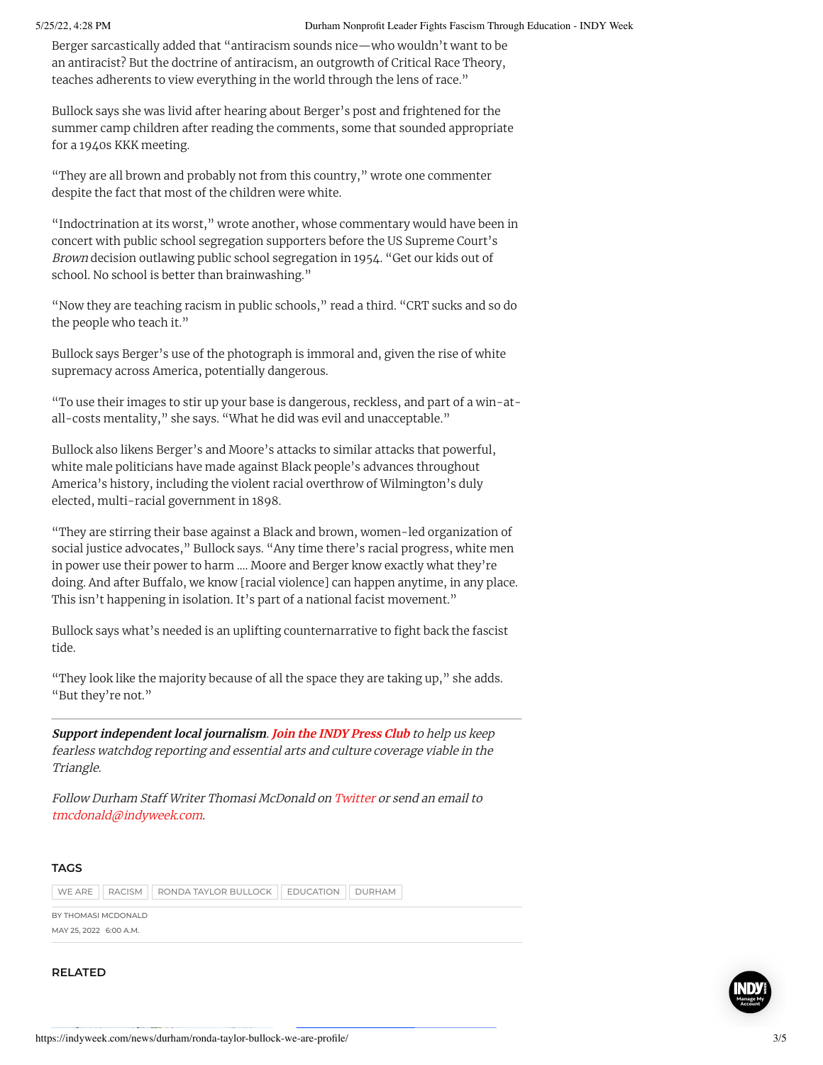Berger sarcastically added that "antiracism sounds nice—who wouldn't want to be an antiracist? But the doctrine of antiracism, an outgrowth of Critical Race Theory, teaches adherents to view everything in the world through the lens of race."

Bullock says she was livid after hearing about Berger's post and frightened for the summer camp children after reading the comments, some that sounded appropriate for a 1940s KKK meeting.

"They are all brown and probably not from this country," wrote one commenter despite the fact that most of the children were white.

"Indoctrination at its worst," wrote another, whose commentary would have been in concert with public school segregation supporters before the US Supreme Court's *Brown* decision outlawing public school segregation in 1954. "Get our kids out of school. No school is better than brainwashing."

"Now they are teaching racism in public schools," read a third. "CRT sucks and so do the people who teach it."

Bullock says Berger's use of the photograph is immoral and, given the rise of white supremacy across America, potentially dangerous.

"To use their images to stir up your base is dangerous, reckless, and part of a win-at-all-costs mentality," she says. "What he did was evil and unacceptable."

Bullock also likens Berger's and Moore's attacks to similar attacks that powerful, white male politicians have made against Black people's advances throughout America's history, including the violent racial overthrow of Wilmington's duly elected, multi-racial government in 1898.

"They are stirring their base against a Black and brown, women-led organization of social justice advocates," Bullock says. "Any time there's racial progress, white men in power use their power to harm .... Moore and Berger know exactly what they're doing. And after Buffalo, we know [racial violence] can happen anytime, in any place. This isn't happening in isolation. It's part of a national facist movement."

Bullock says what's needed is an uplifting counternarrative to fight back the fascist tide.

"They look like the majority because of all the space they are taking up," she adds. "But they're not."

---

***Support independent local journalism*. *Join the INDY Press Club*** *to help us keep fearless watchdog reporting and essential arts and culture coverage viable in the Triangle.*

*Follow Durham Staff Writer Thomasi McDonald on Twitter or send an email to tmcdonald@indyweek.com.*

**TAGS**

WE ARE | RACISM | RONDA TAYLOR BULLOCK | EDUCATION | DURHAM

BY THOMASI MCDONALD

MAY 25, 2022 6:00 A.M.

**RELATED**